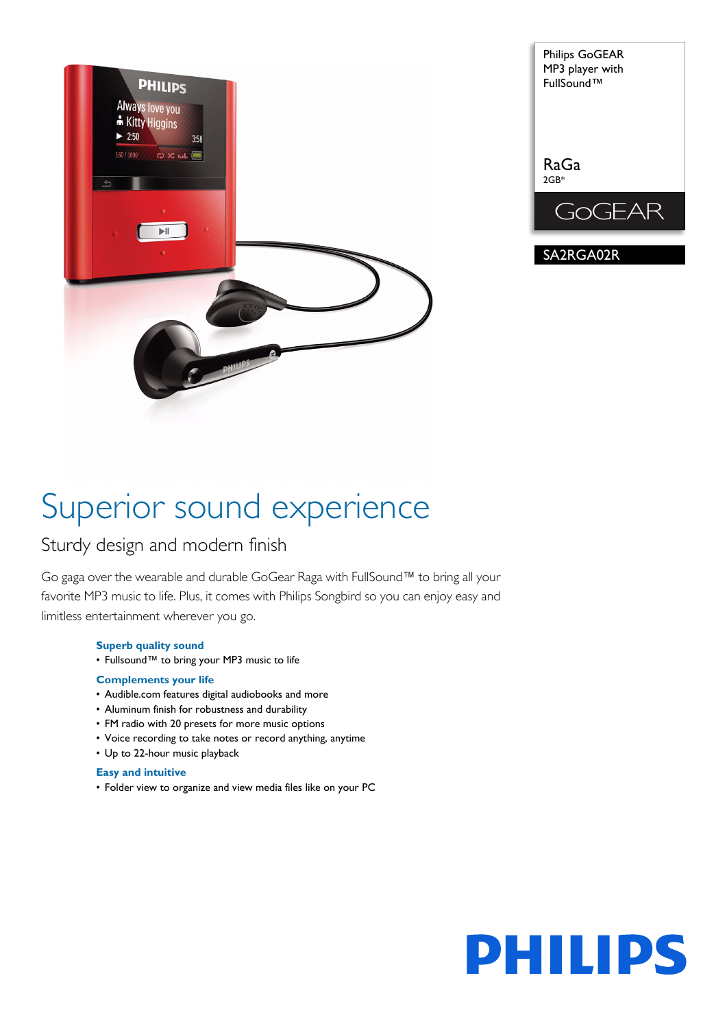Philips GoGEAR MP3 player with FullSound™

RaGa
2GB*

GoGEAR

SA2RGA02R

# Superior sound experience

## Sturdy design and modern finish

Go gaga over the wearable and durable GoGear Raga with FullSound™ to bring all your favorite MP3 music to life. Plus, it comes with Philips Songbird so you can enjoy easy and limitless entertainment wherever you go.

### Superb quality sound

- Fullsound™ to bring your MP3 music to life

### Complements your life

- Audible.com features digital audiobooks and more
- Aluminum finish for robustness and durability
- FM radio with 20 presets for more music options
- Voice recording to take notes or record anything, anytime
- Up to 22-hour music playback

### Easy and intuitive

- Folder view to organize and view media files like on your PC

PHILIPS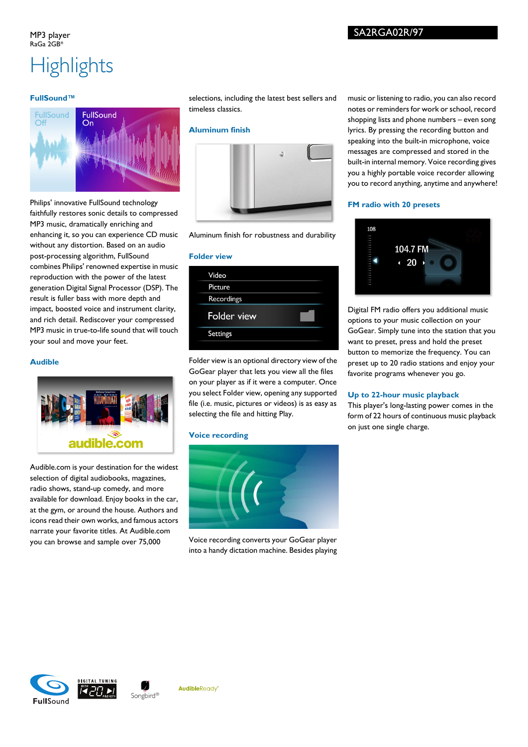MP3 player
RaGa 2GB*

SA2RGA02R/97

# Highlights

### FullSound™

Philips' innovative FullSound technology faithfully restores sonic details to compressed MP3 music, dramatically enriching and enhancing it, so you can experience CD music without any distortion. Based on an audio post-processing algorithm, FullSound combines Philips' renowned expertise in music reproduction with the power of the latest generation Digital Signal Processor (DSP). The result is fuller bass with more depth and impact, boosted voice and instrument clarity, and rich detail. Rediscover your compressed MP3 music in true-to-life sound that will touch your soul and move your feet.

### Audible

Audible.com is your destination for the widest selection of digital audiobooks, magazines, radio shows, stand-up comedy, and more available for download. Enjoy books in the car, at the gym, or around the house. Authors and icons read their own works, and famous actors narrate your favorite titles. At Audible.com you can browse and sample over 75,000 selections, including the latest best sellers and timeless classics.

### Aluminum finish

Aluminum finish for robustness and durability

### Folder view

Folder view is an optional directory view of the GoGear player that lets you view all the files on your player as if it were a computer. Once you select Folder view, opening any supported file (i.e. music, pictures or videos) is as easy as selecting the file and hitting Play.

### Voice recording

Voice recording converts your GoGear player into a handy dictation machine. Besides playing music or listening to radio, you can also record notes or reminders for work or school, record shopping lists and phone numbers – even song lyrics. By pressing the recording button and speaking into the built-in microphone, voice messages are compressed and stored in the built-in internal memory. Voice recording gives you a highly portable voice recorder allowing you to record anything, anytime and anywhere!

### FM radio with 20 presets

Digital FM radio offers you additional music options to your music collection on your GoGear. Simply tune into the station that you want to preset, press and hold the preset button to memorize the frequency. You can preset up to 20 radio stations and enjoy your favorite programs whenever you go.

### Up to 22-hour music playback

This player's long-lasting power comes in the form of 22 hours of continuous music playback on just one single charge.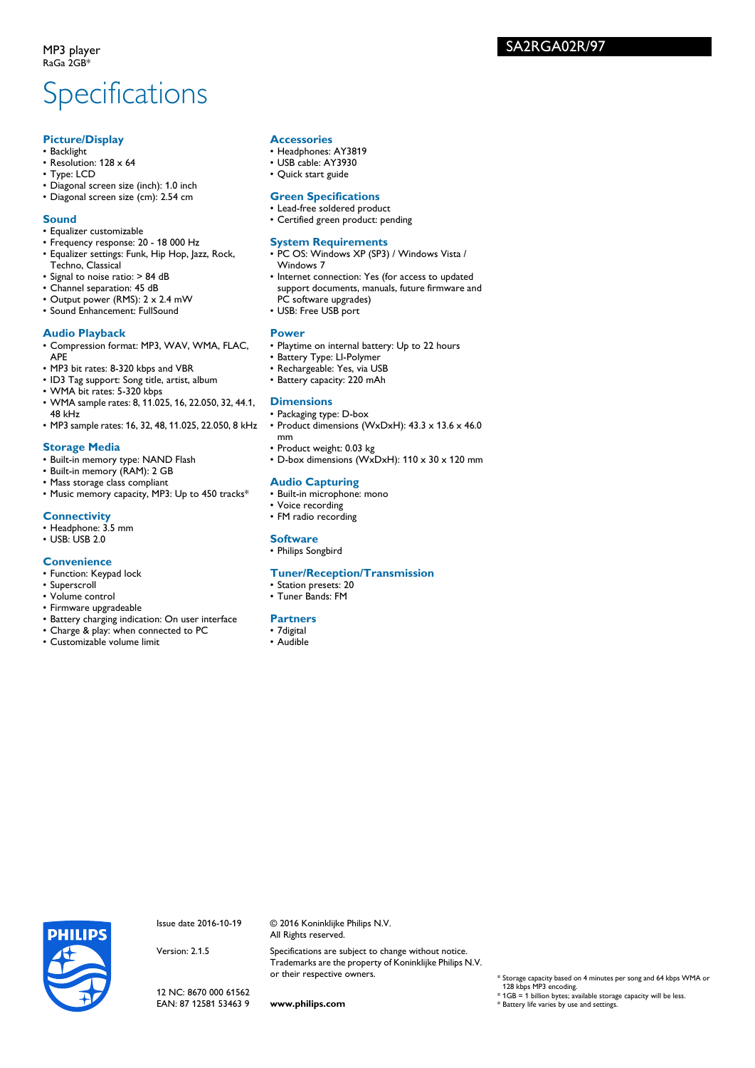MP3 player
RaGa 2GB*

SA2RGA02R/97

# Specifications

## Picture/Display
- Backlight
- Resolution: 128 x 64
- Type: LCD
- Diagonal screen size (inch): 1.0 inch
- Diagonal screen size (cm): 2.54 cm

## Sound
- Equalizer customizable
- Frequency response: 20 - 18 000 Hz
- Equalizer settings: Funk, Hip Hop, Jazz, Rock, Techno, Classical
- Signal to noise ratio: > 84 dB
- Channel separation: 45 dB
- Output power (RMS): 2 x 2.4 mW
- Sound Enhancement: FullSound

## Audio Playback
- Compression format: MP3, WAV, WMA, FLAC, APE
- MP3 bit rates: 8-320 kbps and VBR
- ID3 Tag support: Song title, artist, album
- WMA bit rates: 5-320 kbps
- WMA sample rates: 8, 11.025, 16, 22.050, 32, 44.1, 48 kHz
- MP3 sample rates: 16, 32, 48, 11.025, 22.050, 8 kHz

## Storage Media
- Built-in memory type: NAND Flash
- Built-in memory (RAM): 2 GB
- Mass storage class compliant
- Music memory capacity, MP3: Up to 450 tracks*

## Connectivity
- Headphone: 3.5 mm
- USB: USB 2.0

## Convenience
- Function: Keypad lock
- Superscroll
- Volume control
- Firmware upgradeable
- Battery charging indication: On user interface
- Charge & play: when connected to PC
- Customizable volume limit

## Accessories
- Headphones: AY3819
- USB cable: AY3930
- Quick start guide

## Green Specifications
- Lead-free soldered product
- Certified green product: pending

## System Requirements
- PC OS: Windows XP (SP3) / Windows Vista / Windows 7
- Internet connection: Yes (for access to updated support documents, manuals, future firmware and PC software upgrades)
- USB: Free USB port

## Power
- Playtime on internal battery: Up to 22 hours
- Battery Type: LI-Polymer
- Rechargeable: Yes, via USB
- Battery capacity: 220 mAh

## Dimensions
- Packaging type: D-box
- Product dimensions (WxDxH): 43.3 x 13.6 x 46.0 mm
- Product weight: 0.03 kg
- D-box dimensions (WxDxH): 110 x 30 x 120 mm

## Audio Capturing
- Built-in microphone: mono
- Voice recording
- FM radio recording

## Software
- Philips Songbird

## Tuner/Reception/Transmission
- Station presets: 20
- Tuner Bands: FM

## Partners
- 7digital
- Audible

Issue date 2016-10-19

Version: 2.1.5

12 NC: 8670 000 61562
EAN: 87 12581 53463 9

© 2016 Koninklijke Philips N.V.
All Rights reserved.

Specifications are subject to change without notice. Trademarks are the property of Koninklijke Philips N.V. or their respective owners.

www.philips.com

* Storage capacity based on 4 minutes per song and 64 kbps WMA or 128 kbps MP3 encoding.
* 1GB = 1 billion bytes; available storage capacity will be less.
* Battery life varies by use and settings.